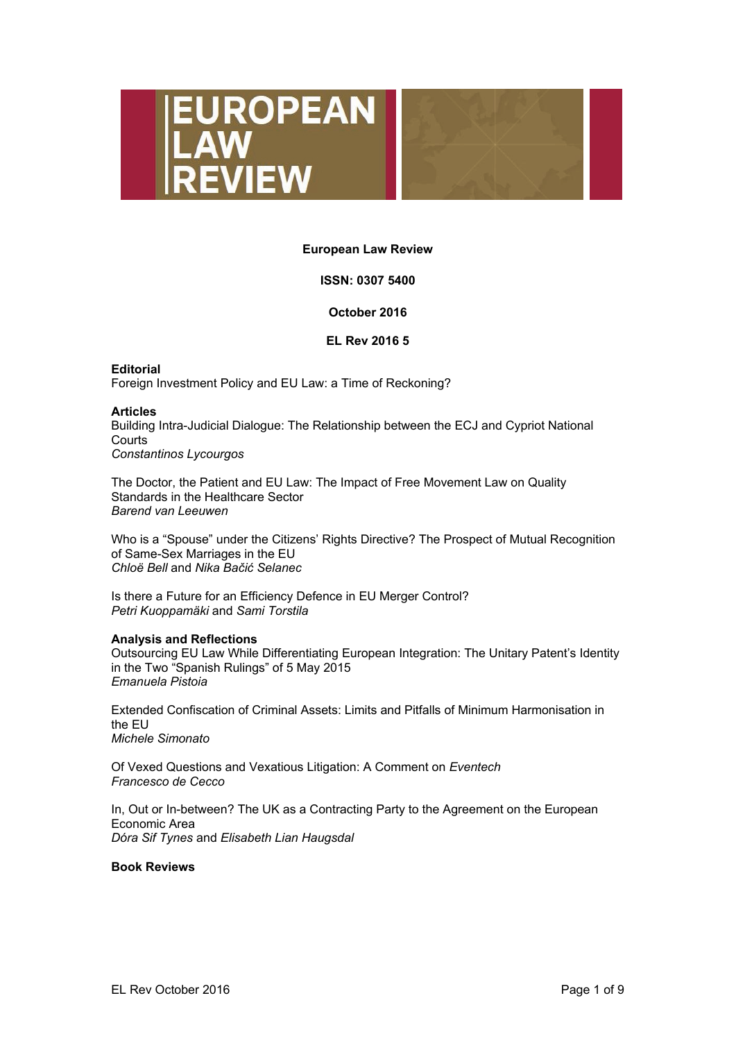# EUROPEAN LAW REVIEW

**European Law Review**

**ISSN: 0307 5400**

**October 2016**

**EL Rev 2016 5**

**Editorial**

Foreign Investment Policy and EU Law: a Time of Reckoning?

**Articles**

Building Intra-Judicial Dialogue: The Relationship between the ECJ and Cypriot National Courts
*Constantinos Lycourgos*

The Doctor, the Patient and EU Law: The Impact of Free Movement Law on Quality Standards in the Healthcare Sector
*Barend van Leeuwen*

Who is a "Spouse" under the Citizens' Rights Directive? The Prospect of Mutual Recognition of Same-Sex Marriages in the EU
*Chloë Bell* and *Nika Bačić Selanec*

Is there a Future for an Efficiency Defence in EU Merger Control?
*Petri Kuoppamäki* and *Sami Torstila*

**Analysis and Reflections**

Outsourcing EU Law While Differentiating European Integration: The Unitary Patent's Identity in the Two "Spanish Rulings" of 5 May 2015
*Emanuela Pistoia*

Extended Confiscation of Criminal Assets: Limits and Pitfalls of Minimum Harmonisation in the EU
*Michele Simonato*

Of Vexed Questions and Vexatious Litigation: A Comment on *Eventech*
*Francesco de Cecco*

In, Out or In-between? The UK as a Contracting Party to the Agreement on the European Economic Area
*Dóra Sif Tynes* and *Elisabeth Lian Haugsdal*

**Book Reviews**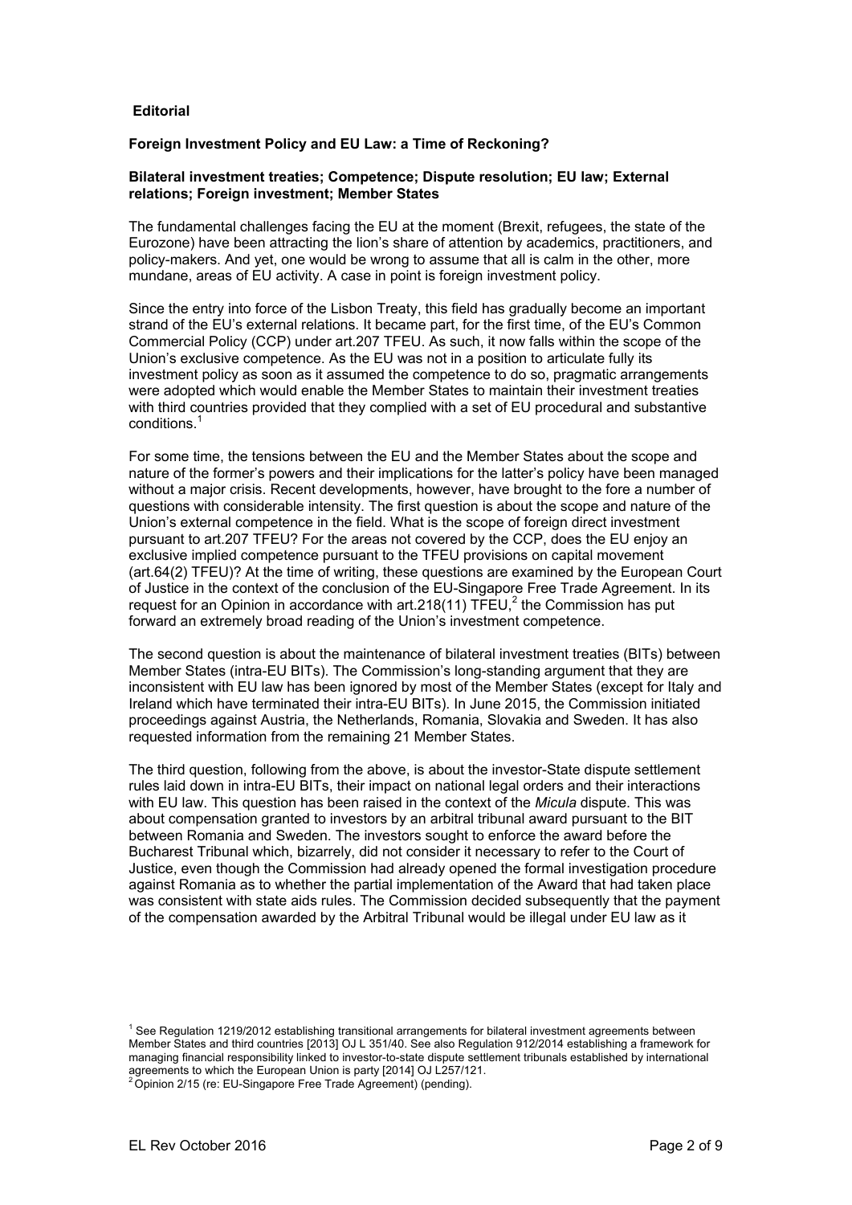**Editorial**

## Foreign Investment Policy and EU Law: a Time of Reckoning?

**Bilateral investment treaties; Competence; Dispute resolution; EU law; External relations; Foreign investment; Member States**

The fundamental challenges facing the EU at the moment (Brexit, refugees, the state of the Eurozone) have been attracting the lion's share of attention by academics, practitioners, and policy-makers. And yet, one would be wrong to assume that all is calm in the other, more mundane, areas of EU activity. A case in point is foreign investment policy.

Since the entry into force of the Lisbon Treaty, this field has gradually become an important strand of the EU's external relations. It became part, for the first time, of the EU's Common Commercial Policy (CCP) under art.207 TFEU. As such, it now falls within the scope of the Union's exclusive competence. As the EU was not in a position to articulate fully its investment policy as soon as it assumed the competence to do so, pragmatic arrangements were adopted which would enable the Member States to maintain their investment treaties with third countries provided that they complied with a set of EU procedural and substantive conditions.[1]

For some time, the tensions between the EU and the Member States about the scope and nature of the former's powers and their implications for the latter's policy have been managed without a major crisis. Recent developments, however, have brought to the fore a number of questions with considerable intensity. The first question is about the scope and nature of the Union's external competence in the field. What is the scope of foreign direct investment pursuant to art.207 TFEU? For the areas not covered by the CCP, does the EU enjoy an exclusive implied competence pursuant to the TFEU provisions on capital movement (art.64(2) TFEU)? At the time of writing, these questions are examined by the European Court of Justice in the context of the conclusion of the EU-Singapore Free Trade Agreement. In its request for an Opinion in accordance with art.218(11) TFEU,[2] the Commission has put forward an extremely broad reading of the Union's investment competence.

The second question is about the maintenance of bilateral investment treaties (BITs) between Member States (intra-EU BITs). The Commission's long-standing argument that they are inconsistent with EU law has been ignored by most of the Member States (except for Italy and Ireland which have terminated their intra-EU BITs). In June 2015, the Commission initiated proceedings against Austria, the Netherlands, Romania, Slovakia and Sweden. It has also requested information from the remaining 21 Member States.

The third question, following from the above, is about the investor-State dispute settlement rules laid down in intra-EU BITs, their impact on national legal orders and their interactions with EU law. This question has been raised in the context of the *Micula* dispute. This was about compensation granted to investors by an arbitral tribunal award pursuant to the BIT between Romania and Sweden. The investors sought to enforce the award before the Bucharest Tribunal which, bizarrely, did not consider it necessary to refer to the Court of Justice, even though the Commission had already opened the formal investigation procedure against Romania as to whether the partial implementation of the Award that had taken place was consistent with state aids rules. The Commission decided subsequently that the payment of the compensation awarded by the Arbitral Tribunal would be illegal under EU law as it

---

[1] See Regulation 1219/2012 establishing transitional arrangements for bilateral investment agreements between Member States and third countries [2013] OJ L 351/40. See also Regulation 912/2014 establishing a framework for managing financial responsibility linked to investor-to-state dispute settlement tribunals established by international agreements to which the European Union is party [2014] OJ L257/121.

[2] Opinion 2/15 (re: EU-Singapore Free Trade Agreement) (pending).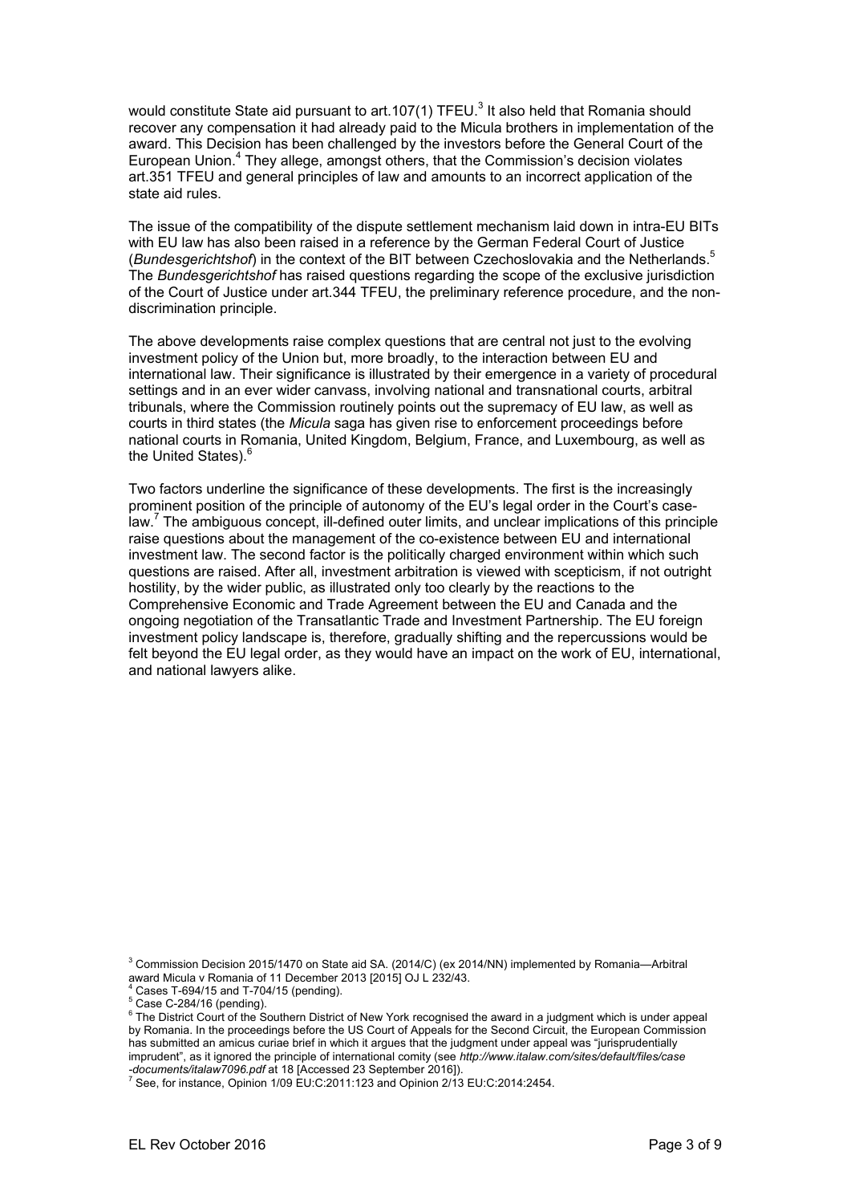would constitute State aid pursuant to art.107(1) TFEU.[3] It also held that Romania should recover any compensation it had already paid to the Micula brothers in implementation of the award. This Decision has been challenged by the investors before the General Court of the European Union.[4] They allege, amongst others, that the Commission's decision violates art.351 TFEU and general principles of law and amounts to an incorrect application of the state aid rules.

The issue of the compatibility of the dispute settlement mechanism laid down in intra-EU BITs with EU law has also been raised in a reference by the German Federal Court of Justice (*Bundesgerichtshof*) in the context of the BIT between Czechoslovakia and the Netherlands.[5] The *Bundesgerichtshof* has raised questions regarding the scope of the exclusive jurisdiction of the Court of Justice under art.344 TFEU, the preliminary reference procedure, and the non-discrimination principle.

The above developments raise complex questions that are central not just to the evolving investment policy of the Union but, more broadly, to the interaction between EU and international law. Their significance is illustrated by their emergence in a variety of procedural settings and in an ever wider canvass, involving national and transnational courts, arbitral tribunals, where the Commission routinely points out the supremacy of EU law, as well as courts in third states (the *Micula* saga has given rise to enforcement proceedings before national courts in Romania, United Kingdom, Belgium, France, and Luxembourg, as well as the United States).[6]

Two factors underline the significance of these developments. The first is the increasingly prominent position of the principle of autonomy of the EU's legal order in the Court's case-law.[7] The ambiguous concept, ill-defined outer limits, and unclear implications of this principle raise questions about the management of the co-existence between EU and international investment law. The second factor is the politically charged environment within which such questions are raised. After all, investment arbitration is viewed with scepticism, if not outright hostility, by the wider public, as illustrated only too clearly by the reactions to the Comprehensive Economic and Trade Agreement between the EU and Canada and the ongoing negotiation of the Transatlantic Trade and Investment Partnership. The EU foreign investment policy landscape is, therefore, gradually shifting and the repercussions would be felt beyond the EU legal order, as they would have an impact on the work of EU, international, and national lawyers alike.

---

[3] Commission Decision 2015/1470 on State aid SA. (2014/C) (ex 2014/NN) implemented by Romania—Arbitral award Micula v Romania of 11 December 2013 [2015] OJ L 232/43.

[4] Cases T-694/15 and T-704/15 (pending).

[5] Case C-284/16 (pending).

[6] The District Court of the Southern District of New York recognised the award in a judgment which is under appeal by Romania. In the proceedings before the US Court of Appeals for the Second Circuit, the European Commission has submitted an amicus curiae brief in which it argues that the judgment under appeal was "jurisprudentially imprudent", as it ignored the principle of international comity (see *http://www.italaw.com/sites/default/files/case-documents/italaw7096.pdf* at 18 [Accessed 23 September 2016]).

[7] See, for instance, Opinion 1/09 EU:C:2011:123 and Opinion 2/13 EU:C:2014:2454.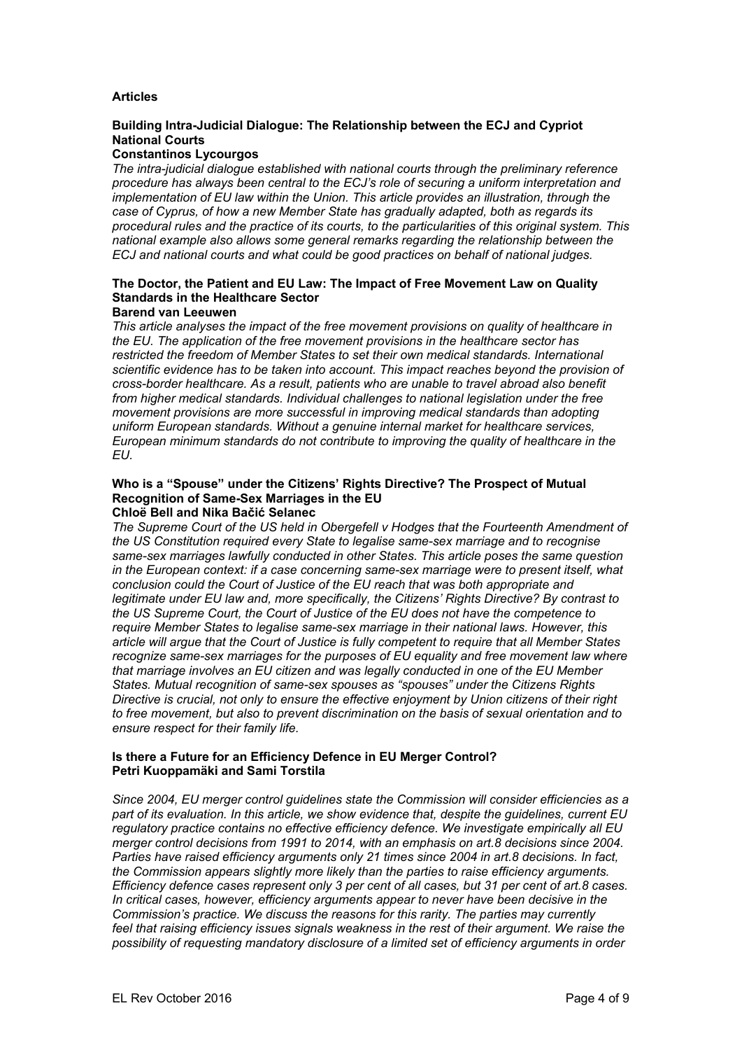**Articles**

**Building Intra-Judicial Dialogue: The Relationship between the ECJ and Cypriot National Courts**
**Constantinos Lycourgos**

*The intra-judicial dialogue established with national courts through the preliminary reference procedure has always been central to the ECJ's role of securing a uniform interpretation and implementation of EU law within the Union. This article provides an illustration, through the case of Cyprus, of how a new Member State has gradually adapted, both as regards its procedural rules and the practice of its courts, to the particularities of this original system. This national example also allows some general remarks regarding the relationship between the ECJ and national courts and what could be good practices on behalf of national judges.*

**The Doctor, the Patient and EU Law: The Impact of Free Movement Law on Quality Standards in the Healthcare Sector**
**Barend van Leeuwen**

*This article analyses the impact of the free movement provisions on quality of healthcare in the EU. The application of the free movement provisions in the healthcare sector has restricted the freedom of Member States to set their own medical standards. International scientific evidence has to be taken into account. This impact reaches beyond the provision of cross-border healthcare. As a result, patients who are unable to travel abroad also benefit from higher medical standards. Individual challenges to national legislation under the free movement provisions are more successful in improving medical standards than adopting uniform European standards. Without a genuine internal market for healthcare services, European minimum standards do not contribute to improving the quality of healthcare in the EU.*

**Who is a "Spouse" under the Citizens' Rights Directive? The Prospect of Mutual Recognition of Same-Sex Marriages in the EU**
**Chloë Bell and Nika Bačić Selanec**

*The Supreme Court of the US held in Obergefell v Hodges that the Fourteenth Amendment of the US Constitution required every State to legalise same-sex marriage and to recognise same-sex marriages lawfully conducted in other States. This article poses the same question in the European context: if a case concerning same-sex marriage were to present itself, what conclusion could the Court of Justice of the EU reach that was both appropriate and legitimate under EU law and, more specifically, the Citizens' Rights Directive? By contrast to the US Supreme Court, the Court of Justice of the EU does not have the competence to require Member States to legalise same-sex marriage in their national laws. However, this article will argue that the Court of Justice is fully competent to require that all Member States recognize same-sex marriages for the purposes of EU equality and free movement law where that marriage involves an EU citizen and was legally conducted in one of the EU Member States. Mutual recognition of same-sex spouses as "spouses" under the Citizens Rights Directive is crucial, not only to ensure the effective enjoyment by Union citizens of their right to free movement, but also to prevent discrimination on the basis of sexual orientation and to ensure respect for their family life.*

**Is there a Future for an Efficiency Defence in EU Merger Control?**
**Petri Kuoppamäki and Sami Torstila**

*Since 2004, EU merger control guidelines state the Commission will consider efficiencies as a part of its evaluation. In this article, we show evidence that, despite the guidelines, current EU regulatory practice contains no effective efficiency defence. We investigate empirically all EU merger control decisions from 1991 to 2014, with an emphasis on art.8 decisions since 2004. Parties have raised efficiency arguments only 21 times since 2004 in art.8 decisions. In fact, the Commission appears slightly more likely than the parties to raise efficiency arguments. Efficiency defence cases represent only 3 per cent of all cases, but 31 per cent of art.8 cases. In critical cases, however, efficiency arguments appear to never have been decisive in the Commission's practice. We discuss the reasons for this rarity. The parties may currently feel that raising efficiency issues signals weakness in the rest of their argument. We raise the possibility of requesting mandatory disclosure of a limited set of efficiency arguments in order*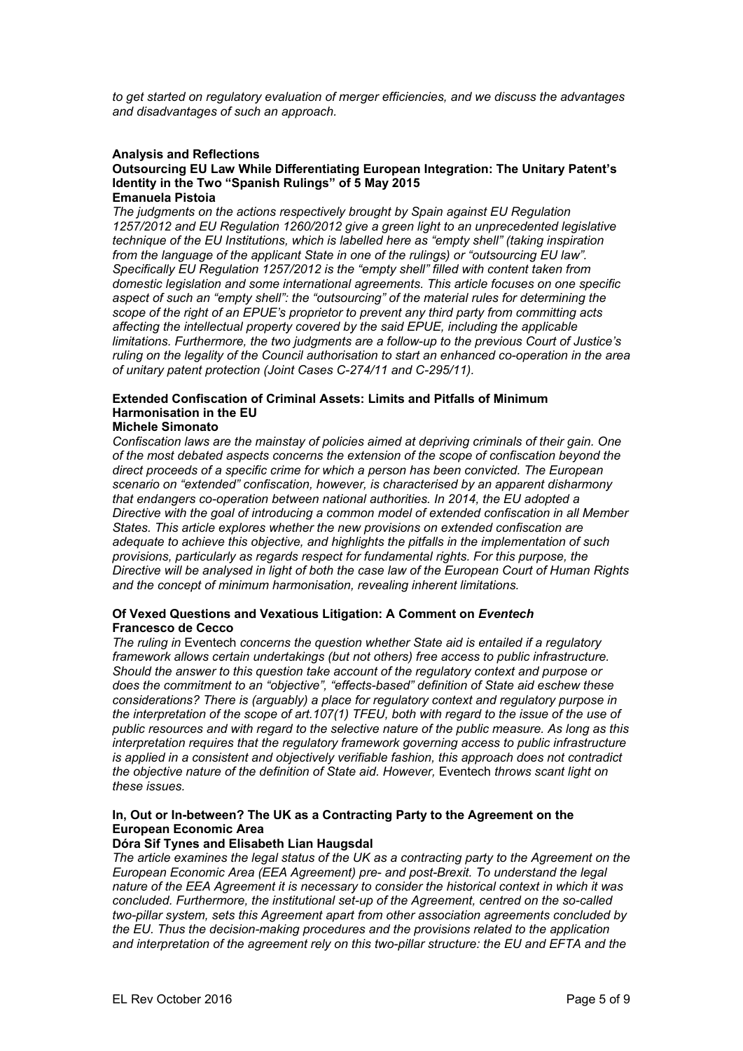*to get started on regulatory evaluation of merger efficiencies, and we discuss the advantages and disadvantages of such an approach.*

## Analysis and Reflections

### Outsourcing EU Law While Differentiating European Integration: The Unitary Patent's Identity in the Two "Spanish Rulings" of 5 May 2015

**Emanuela Pistoia**

*The judgments on the actions respectively brought by Spain against EU Regulation 1257/2012 and EU Regulation 1260/2012 give a green light to an unprecedented legislative technique of the EU Institutions, which is labelled here as "empty shell" (taking inspiration from the language of the applicant State in one of the rulings) or "outsourcing EU law". Specifically EU Regulation 1257/2012 is the "empty shell" filled with content taken from domestic legislation and some international agreements. This article focuses on one specific aspect of such an "empty shell": the "outsourcing" of the material rules for determining the scope of the right of an EPUE's proprietor to prevent any third party from committing acts affecting the intellectual property covered by the said EPUE, including the applicable limitations. Furthermore, the two judgments are a follow-up to the previous Court of Justice's ruling on the legality of the Council authorisation to start an enhanced co-operation in the area of unitary patent protection (Joint Cases C-274/11 and C-295/11).*

### Extended Confiscation of Criminal Assets: Limits and Pitfalls of Minimum Harmonisation in the EU

**Michele Simonato**

*Confiscation laws are the mainstay of policies aimed at depriving criminals of their gain. One of the most debated aspects concerns the extension of the scope of confiscation beyond the direct proceeds of a specific crime for which a person has been convicted. The European scenario on "extended" confiscation, however, is characterised by an apparent disharmony that endangers co-operation between national authorities. In 2014, the EU adopted a Directive with the goal of introducing a common model of extended confiscation in all Member States. This article explores whether the new provisions on extended confiscation are adequate to achieve this objective, and highlights the pitfalls in the implementation of such provisions, particularly as regards respect for fundamental rights. For this purpose, the Directive will be analysed in light of both the case law of the European Court of Human Rights and the concept of minimum harmonisation, revealing inherent limitations.*

### Of Vexed Questions and Vexatious Litigation: A Comment on *Eventech*

**Francesco de Cecco**

*The ruling in* Eventech *concerns the question whether State aid is entailed if a regulatory framework allows certain undertakings (but not others) free access to public infrastructure. Should the answer to this question take account of the regulatory context and purpose or does the commitment to an "objective", "effects-based" definition of State aid eschew these considerations? There is (arguably) a place for regulatory context and regulatory purpose in the interpretation of the scope of art.107(1) TFEU, both with regard to the issue of the use of public resources and with regard to the selective nature of the public measure. As long as this interpretation requires that the regulatory framework governing access to public infrastructure is applied in a consistent and objectively verifiable fashion, this approach does not contradict the objective nature of the definition of State aid. However,* Eventech *throws scant light on these issues.*

### In, Out or In-between? The UK as a Contracting Party to the Agreement on the European Economic Area

**Dóra Sif Tynes and Elisabeth Lian Haugsdal**

*The article examines the legal status of the UK as a contracting party to the Agreement on the European Economic Area (EEA Agreement) pre- and post-Brexit. To understand the legal nature of the EEA Agreement it is necessary to consider the historical context in which it was concluded. Furthermore, the institutional set-up of the Agreement, centred on the so-called two-pillar system, sets this Agreement apart from other association agreements concluded by the EU. Thus the decision-making procedures and the provisions related to the application and interpretation of the agreement rely on this two-pillar structure: the EU and EFTA and the*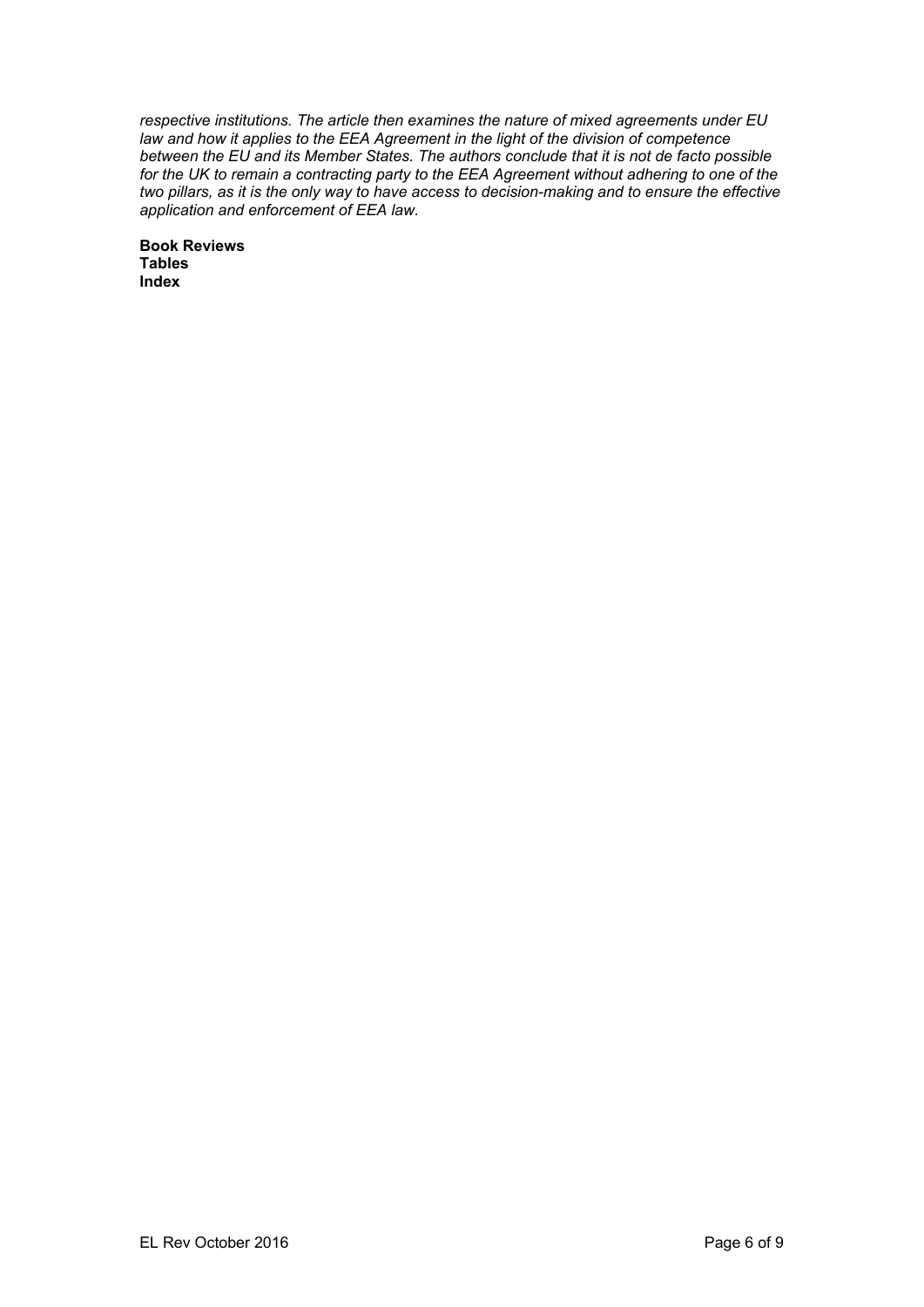*respective institutions. The article then examines the nature of mixed agreements under EU law and how it applies to the EEA Agreement in the light of the division of competence between the EU and its Member States. The authors conclude that it is not de facto possible for the UK to remain a contracting party to the EEA Agreement without adhering to one of the two pillars, as it is the only way to have access to decision-making and to ensure the effective application and enforcement of EEA law.*

**Book Reviews**
**Tables**
**Index**